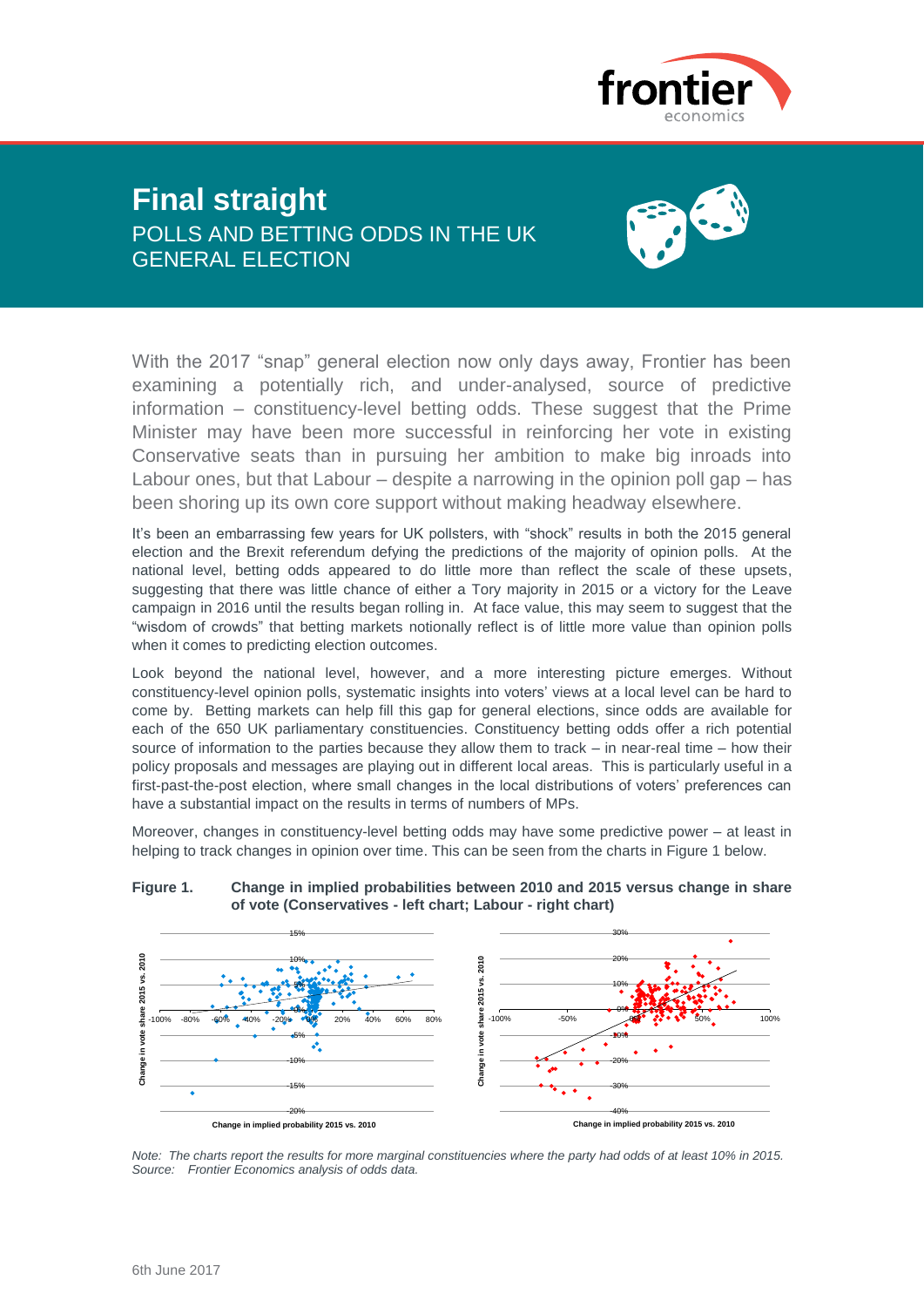# Final straight

## POLLS AND BETTING ODDS IN THE UK GENERAL ELECTION

With the 2017 "snap" general election now only days away, Frontier has been examining a potentially rich, and under-analysed, source of predictive information – constituency-level betting odds. These suggest that the Prime Minister may have been more successful in reinforcing her vote in existing Conservative seats than in pursuing her ambition to make big inroads into Labour ones, but that Labour – despite a narrowing in the opinion poll gap – has been shoring up its own core support without making headway elsewhere.

It's been an embarrassing few years for UK pollsters, with "shock" results in both the 2015 general election and the Brexit referendum defying the predictions of the majority of opinion polls. At the national level, betting odds appeared to do little more than reflect the scale of these upsets, suggesting that there was little chance of either a Tory majority in 2015 or a victory for the Leave campaign in 2016 until the results began rolling in. At face value, this may seem to suggest that the "wisdom of crowds" that betting markets notionally reflect is of little more value than opinion polls when it comes to predicting election outcomes.

Look beyond the national level, however, and a more interesting picture emerges. Without constituency-level opinion polls, systematic insights into voters' views at a local level can be hard to come by. Betting markets can help fill this gap for general elections, since odds are available for each of the 650 UK parliamentary constituencies. Constituency betting odds offer a rich potential source of information to the parties because they allow them to track – in near-real time – how their policy proposals and messages are playing out in different local areas. This is particularly useful in a first-past-the-post election, where small changes in the local distributions of voters' preferences can have a substantial impact on the results in terms of numbers of MPs.

Moreover, changes in constituency-level betting odds may have some predictive power – at least in helping to track changes in opinion over time. This can be seen from the charts in Figure 1 below.

**Figure 1. Change in implied probabilities between 2010 and 2015 versus change in share of vote (Conservatives - left chart; Labour - right chart)**

*Note: The charts report the results for more marginal constituencies where the party had odds of at least 10% in 2015.*
*Source: Frontier Economics analysis of odds data.*

6th June 2017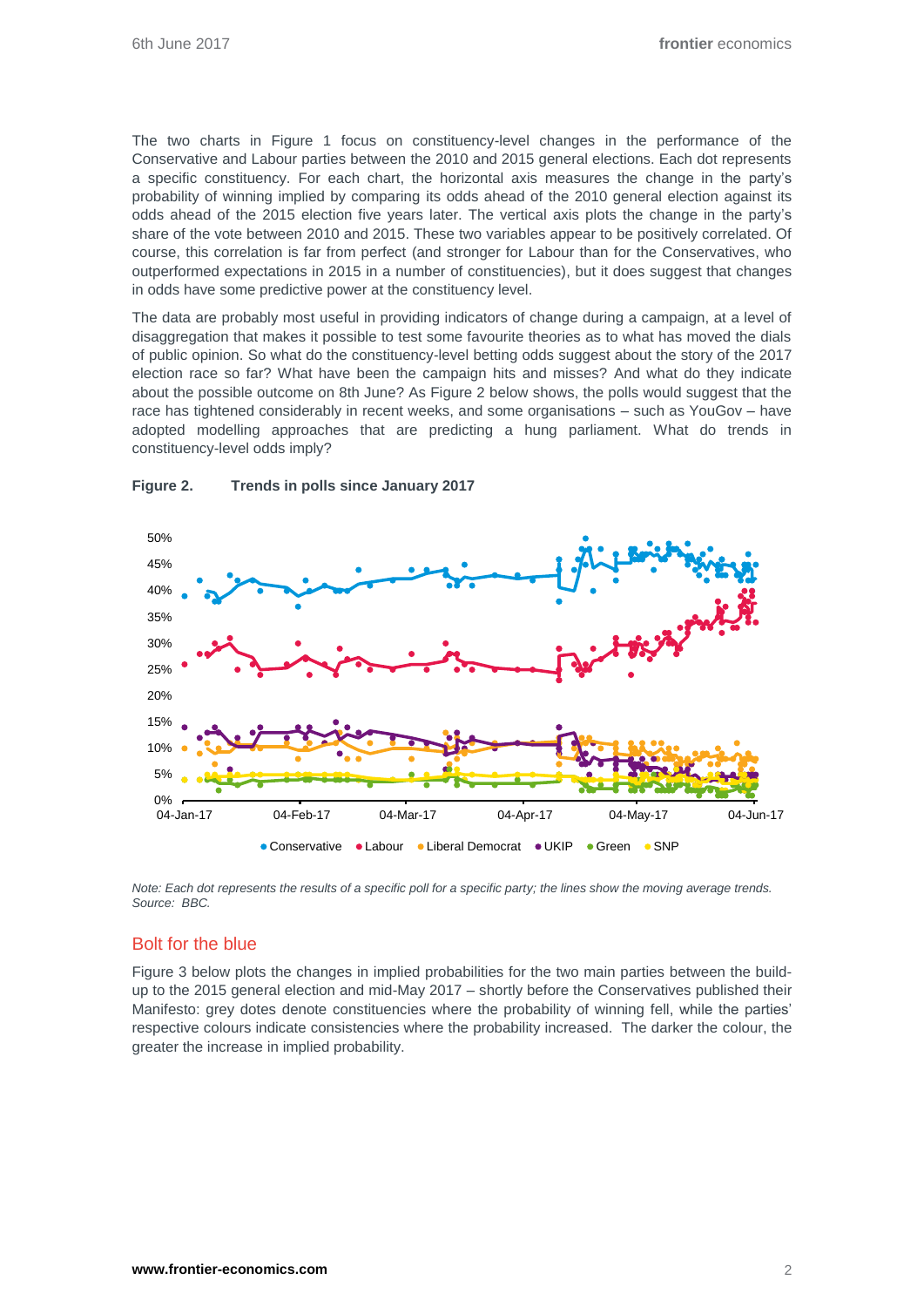The two charts in Figure 1 focus on constituency-level changes in the performance of the Conservative and Labour parties between the 2010 and 2015 general elections. Each dot represents a specific constituency. For each chart, the horizontal axis measures the change in the party's probability of winning implied by comparing its odds ahead of the 2010 general election against its odds ahead of the 2015 election five years later. The vertical axis plots the change in the party's share of the vote between 2010 and 2015. These two variables appear to be positively correlated. Of course, this correlation is far from perfect (and stronger for Labour than for the Conservatives, who outperformed expectations in 2015 in a number of constituencies), but it does suggest that changes in odds have some predictive power at the constituency level.

The data are probably most useful in providing indicators of change during a campaign, at a level of disaggregation that makes it possible to test some favourite theories as to what has moved the dials of public opinion. So what do the constituency-level betting odds suggest about the story of the 2017 election race so far? What have been the campaign hits and misses? And what do they indicate about the possible outcome on 8th June? As Figure 2 below shows, the polls would suggest that the race has tightened considerably in recent weeks, and some organisations – such as YouGov – have adopted modelling approaches that are predicting a hung parliament. What do trends in constituency-level odds imply?

**Figure 2. Trends in polls since January 2017**

*Note: Each dot represents the results of a specific poll for a specific party; the lines show the moving average trends.*
*Source: BBC.*

## Bolt for the blue

Figure 3 below plots the changes in implied probabilities for the two main parties between the build-up to the 2015 general election and mid-May 2017 – shortly before the Conservatives published their Manifesto: grey dotes denote constituencies where the probability of winning fell, while the parties' respective colours indicate consistencies where the probability increased. The darker the colour, the greater the increase in implied probability.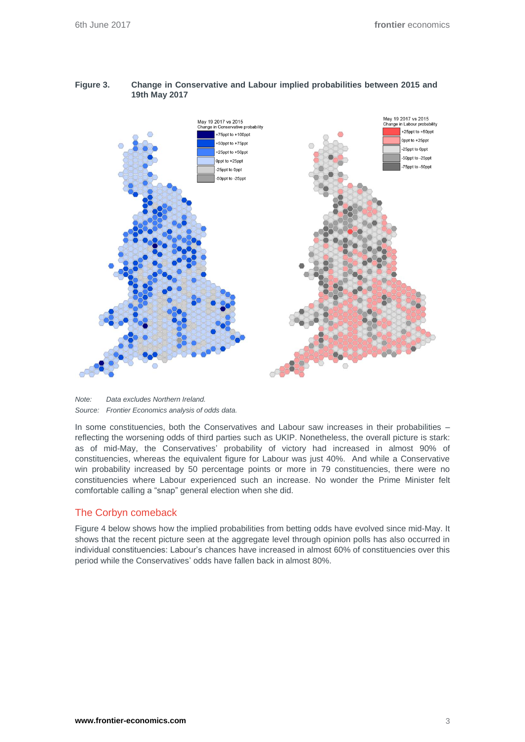**Figure 3. Change in Conservative and Labour implied probabilities between 2015 and 19th May 2017**

*Note: Data excludes Northern Ireland.*

*Source: Frontier Economics analysis of odds data.*

In some constituencies, both the Conservatives and Labour saw increases in their probabilities – reflecting the worsening odds of third parties such as UKIP. Nonetheless, the overall picture is stark: as of mid-May, the Conservatives' probability of victory had increased in almost 90% of constituencies, whereas the equivalent figure for Labour was just 40%. And while a Conservative win probability increased by 50 percentage points or more in 79 constituencies, there were no constituencies where Labour experienced such an increase. No wonder the Prime Minister felt comfortable calling a "snap" general election when she did.

## The Corbyn comeback

Figure 4 below shows how the implied probabilities from betting odds have evolved since mid-May. It shows that the recent picture seen at the aggregate level through opinion polls has also occurred in individual constituencies: Labour's chances have increased in almost 60% of constituencies over this period while the Conservatives' odds have fallen back in almost 80%.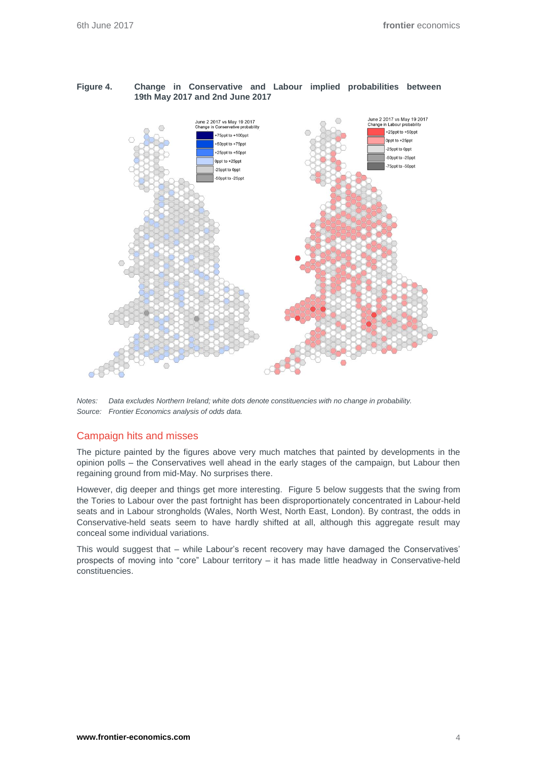**Figure 4. Change in Conservative and Labour implied probabilities between 19th May 2017 and 2nd June 2017**

June 2 2017 vs May 19 2017
Change in Conservative probability

- +75ppt to +100ppt
- +50ppt to +75ppt
- +25ppt to +50ppt
- 0ppt to +25ppt
- -25ppt to 0ppt
- -50ppt to -25ppt

June 2 2017 vs May 19 2017
Change in Labour probability

- +25ppt to +50ppt
- 0ppt to +25ppt
- -25ppt to 0ppt
- -50ppt to -25ppt
- -75ppt to -50ppt

*Notes: Data excludes Northern Ireland; white dots denote constituencies with no change in probability.*
*Source: Frontier Economics analysis of odds data.*

## Campaign hits and misses

The picture painted by the figures above very much matches that painted by developments in the opinion polls – the Conservatives well ahead in the early stages of the campaign, but Labour then regaining ground from mid-May. No surprises there.

However, dig deeper and things get more interesting. Figure 5 below suggests that the swing from the Tories to Labour over the past fortnight has been disproportionately concentrated in Labour-held seats and in Labour strongholds (Wales, North West, North East, London). By contrast, the odds in Conservative-held seats seem to have hardly shifted at all, although this aggregate result may conceal some individual variations.

This would suggest that – while Labour's recent recovery may have damaged the Conservatives' prospects of moving into "core" Labour territory – it has made little headway in Conservative-held constituencies.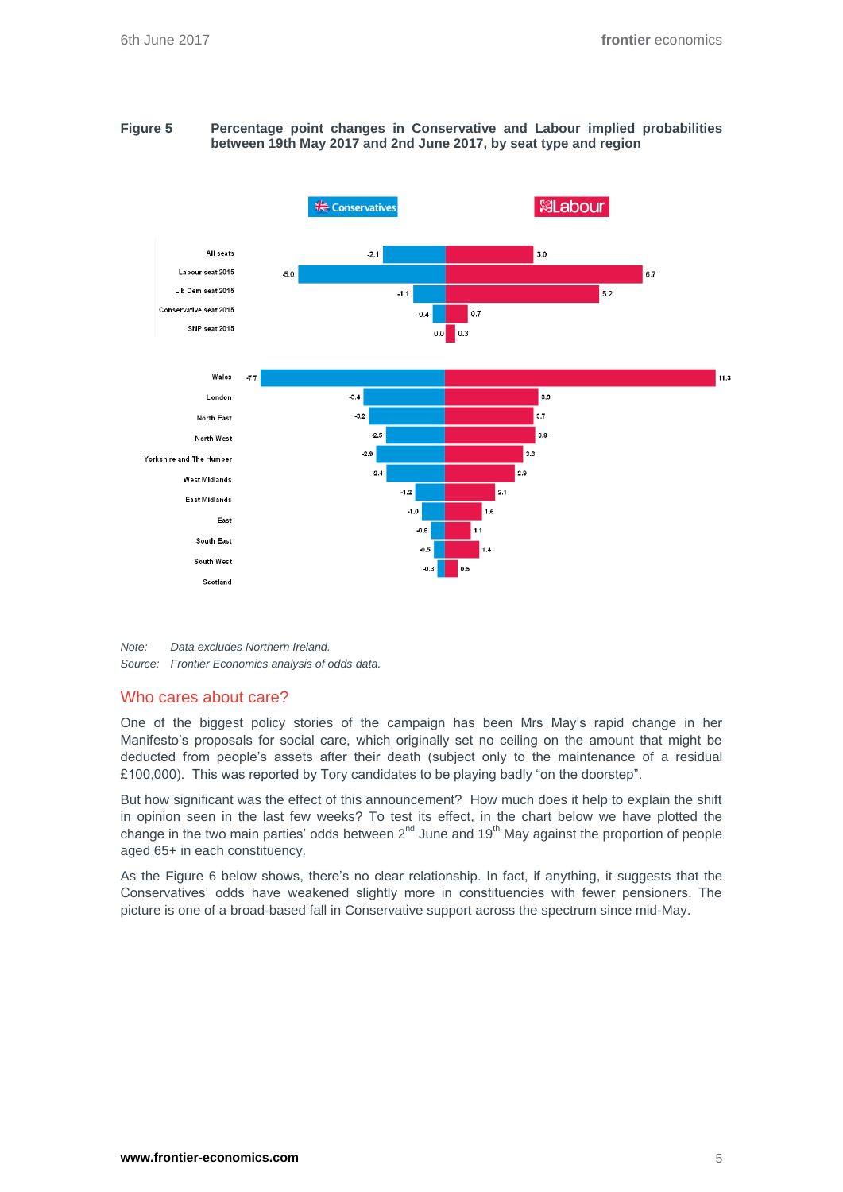**Figure 5** **Percentage point changes in Conservative and Labour implied probabilities between 19th May 2017 and 2nd June 2017, by seat type and region**

| | Conservatives | Labour |
|---|---|---|
| All seats | -2.1 | 3.0 |
| Labour seat 2015 | -6.0 | 6.7 |
| Lib Dem seat 2015 | -1.1 | 5.2 |
| Conservative seat 2015 | -0.4 | 0.7 |
| SNP seat 2015 | 0.0 | 0.3 |
| Wales | -7.7 | 11.3 |
| London | -3.4 | 3.9 |
| North East | -3.2 | 3.7 |
| North West | -2.5 | 3.8 |
| Yorkshire and The Humber | -2.9 | 3.3 |
| West Midlands | -2.4 | 2.9 |
| East Midlands | -1.2 | 2.1 |
| East | -1.0 | 1.6 |
| South East | -0.6 | 1.1 |
| South West | -0.5 | 1.4 |
| Scotland | -0.3 | 0.5 |

*Note: Data excludes Northern Ireland.*
*Source: Frontier Economics analysis of odds data.*

## Who cares about care?

One of the biggest policy stories of the campaign has been Mrs May's rapid change in her Manifesto's proposals for social care, which originally set no ceiling on the amount that might be deducted from people's assets after their death (subject only to the maintenance of a residual £100,000). This was reported by Tory candidates to be playing badly "on the doorstep".

But how significant was the effect of this announcement? How much does it help to explain the shift in opinion seen in the last few weeks? To test its effect, in the chart below we have plotted the change in the two main parties' odds between 2nd June and 19th May against the proportion of people aged 65+ in each constituency.

As the Figure 6 below shows, there's no clear relationship. In fact, if anything, it suggests that the Conservatives' odds have weakened slightly more in constituencies with fewer pensioners. The picture is one of a broad-based fall in Conservative support across the spectrum since mid-May.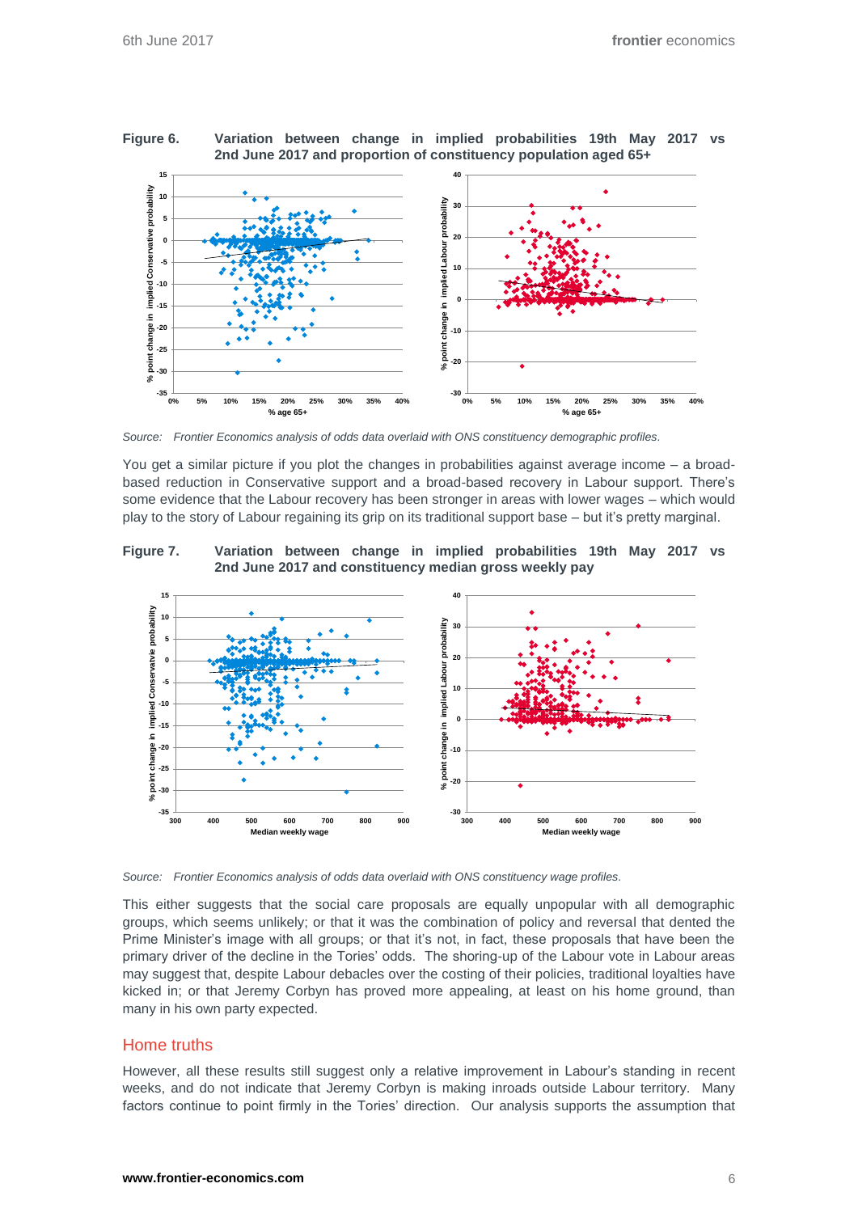**Figure 6.** **Variation between change in implied probabilities 19th May 2017 vs 2nd June 2017 and proportion of constituency population aged 65+**

*Source: Frontier Economics analysis of odds data overlaid with ONS constituency demographic profiles.*

You get a similar picture if you plot the changes in probabilities against average income – a broad-based reduction in Conservative support and a broad-based recovery in Labour support. There's some evidence that the Labour recovery has been stronger in areas with lower wages – which would play to the story of Labour regaining its grip on its traditional support base – but it's pretty marginal.

**Figure 7.** **Variation between change in implied probabilities 19th May 2017 vs 2nd June 2017 and constituency median gross weekly pay**

*Source: Frontier Economics analysis of odds data overlaid with ONS constituency wage profiles.*

This either suggests that the social care proposals are equally unpopular with all demographic groups, which seems unlikely; or that it was the combination of policy and reversal that dented the Prime Minister's image with all groups; or that it's not, in fact, these proposals that have been the primary driver of the decline in the Tories' odds. The shoring-up of the Labour vote in Labour areas may suggest that, despite Labour debacles over the costing of their policies, traditional loyalties have kicked in; or that Jeremy Corbyn has proved more appealing, at least on his home ground, than many in his own party expected.

## Home truths

However, all these results still suggest only a relative improvement in Labour's standing in recent weeks, and do not indicate that Jeremy Corbyn is making inroads outside Labour territory. Many factors continue to point firmly in the Tories' direction. Our analysis supports the assumption that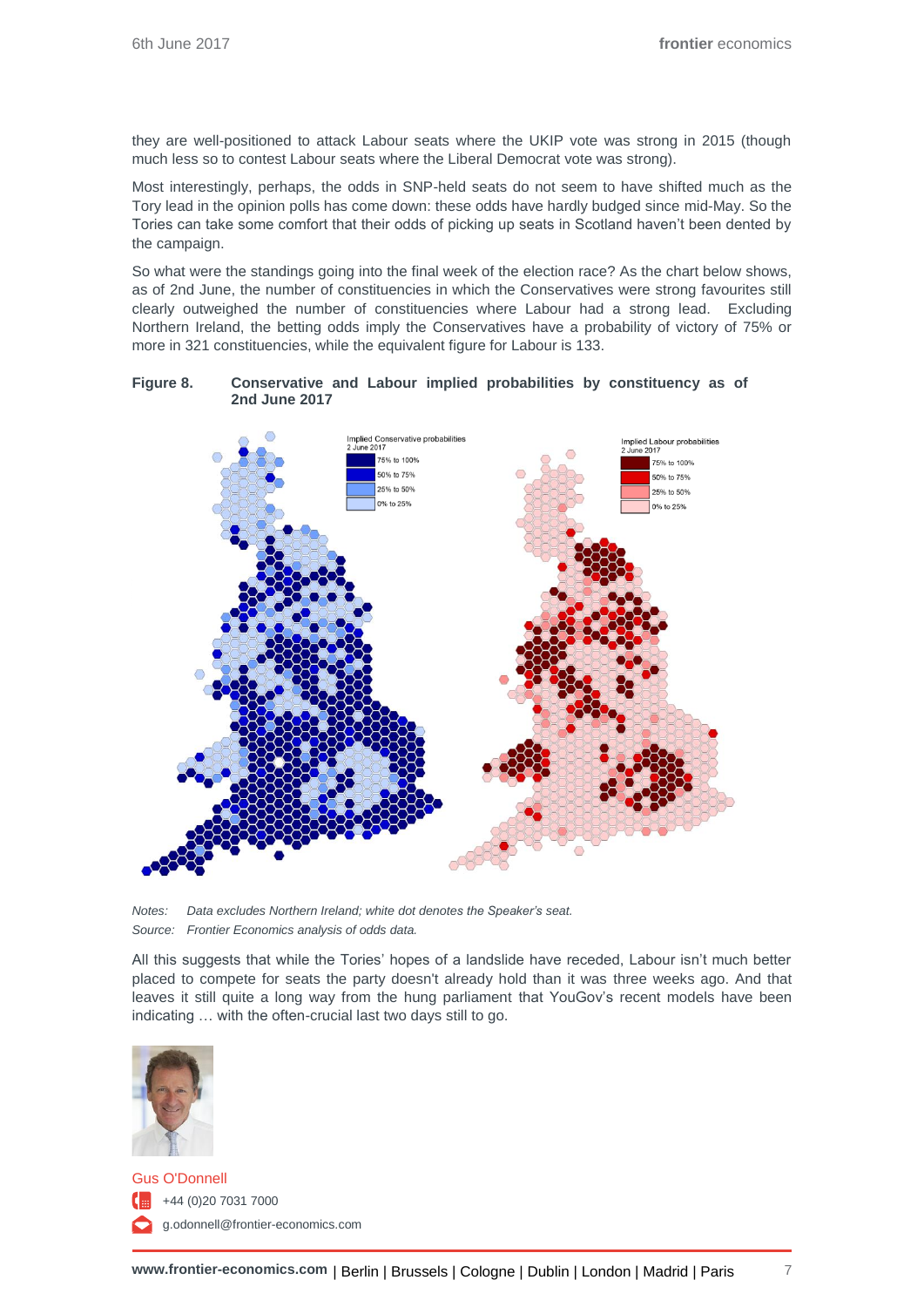they are well-positioned to attack Labour seats where the UKIP vote was strong in 2015 (though much less so to contest Labour seats where the Liberal Democrat vote was strong).

Most interestingly, perhaps, the odds in SNP-held seats do not seem to have shifted much as the Tory lead in the opinion polls has come down: these odds have hardly budged since mid-May. So the Tories can take some comfort that their odds of picking up seats in Scotland haven't been dented by the campaign.

So what were the standings going into the final week of the election race? As the chart below shows, as of 2nd June, the number of constituencies in which the Conservatives were strong favourites still clearly outweighed the number of constituencies where Labour had a strong lead. Excluding Northern Ireland, the betting odds imply the Conservatives have a probability of victory of 75% or more in 321 constituencies, while the equivalent figure for Labour is 133.

**Figure 8. Conservative and Labour implied probabilities by constituency as of 2nd June 2017**

Implied Conservative probabilities
2 June 2017
75% to 100%
50% to 75%
25% to 50%
0% to 25%

Implied Labour probabilities
2 June 2017
75% to 100%
50% to 75%
25% to 50%
0% to 25%

*Notes: Data excludes Northern Ireland; white dot denotes the Speaker's seat.*
*Source: Frontier Economics analysis of odds data.*

All this suggests that while the Tories' hopes of a landslide have receded, Labour isn't much better placed to compete for seats the party doesn't already hold than it was three weeks ago. And that leaves it still quite a long way from the hung parliament that YouGov's recent models have been indicating … with the often-crucial last two days still to go.

Gus O'Donnell
+44 (0)20 7031 7000
g.odonnell@frontier-economics.com